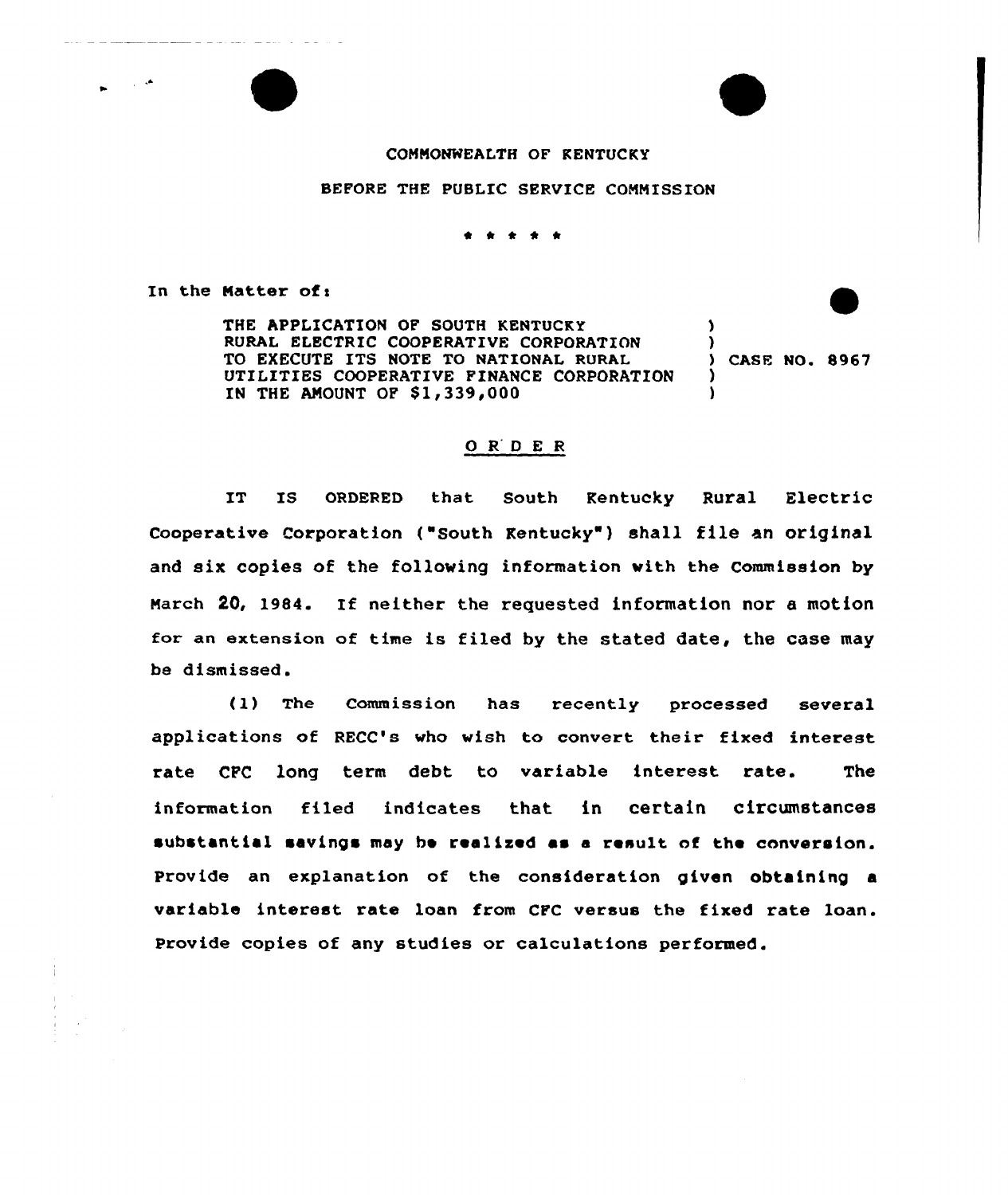COMMONWEALTH OF KENTUCKY

BEFORE THE PUBLIC SERVICE COMMISSION

\* \* \* \* \*

In the Matter of:

THE APPLICATION OF SOUTH KENTUCKY RURAL ELECTRIC COOPERATIVE CORPORATION TO EXECUTE ITS NOTE TO NATIONAL RURAL UTILITIES COOPERATIVE FINANCE CORPORATION IN THE AMOUNT OF $1,339,000 ) CASE NO. 8967

## O R D E R

IT IS ORDERED that South Kentucky Rural Electric Cooperative Corporation ("South Kentucky") shall file an original and six copies of the following information with the Commission by March 20, 1984. If neither the requested information nor a motion for an extension of time is filed by the stated date, the case may be dismissed.

(1) The Commission has recently processed several applications of RECC's who wish to convert their fixed interest rate CFC long term debt to variable interest rate. The information filed indicates that in certain circumstances substantial savings may be realized as a result of the conversion. Provide an explanation of the consideration given obtaining a variable interest rate loan from CFC versus the fixed rate loan. Provide copies of any studies or calculations performed.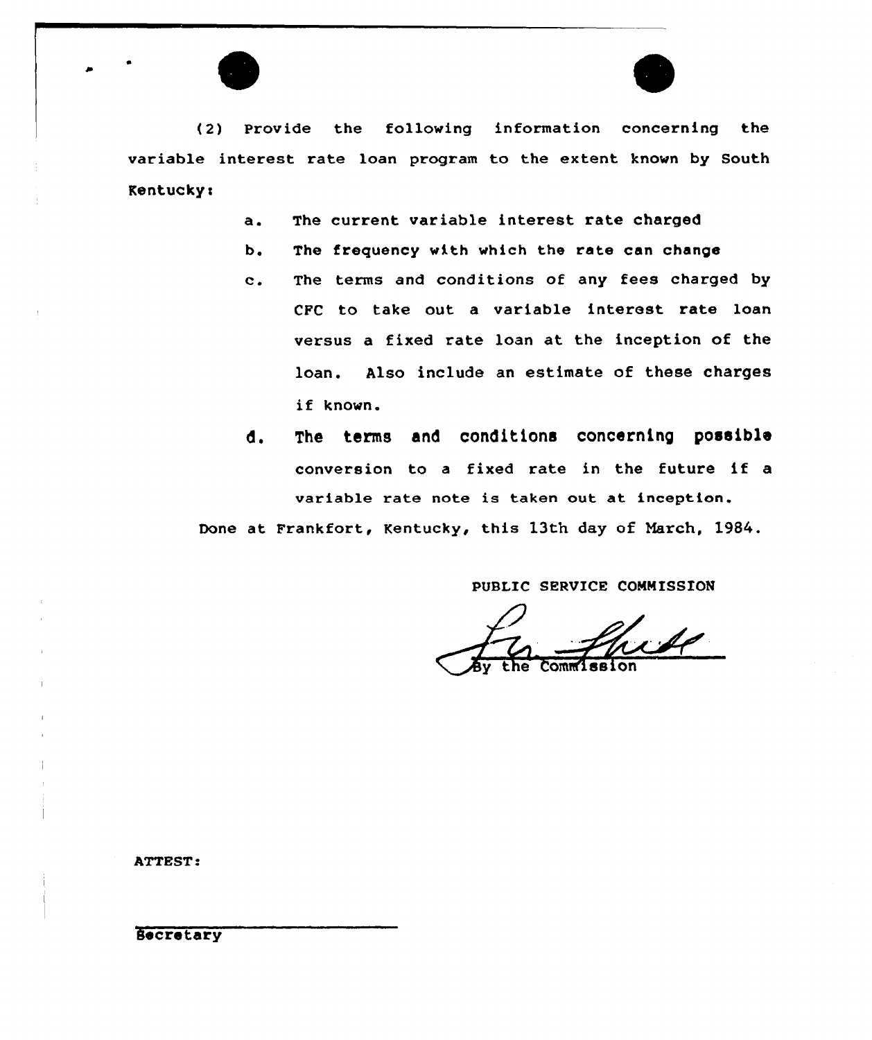(2) Provide the following information concerning the variable interest rate loan program to the extent known by South Kentucky:

a. The current variable interest rate charged

b. The frequency with which the rate can change

c. The terms and conditions of any fees charged by CFC to take out a variable interest rate loan versus a fixed rate loan at the inception of the loan. Also include an estimate of these charges if known.

d. The terms and conditions concerning possible conversion to a fixed rate in the future if a variable rate note is taken out at inception.

Done at Frankfort, Kentucky, this 13th day of March, 1984.

PUBLIC SERVICE COMMISSION

By the Commission

ATTEST:

Secretary